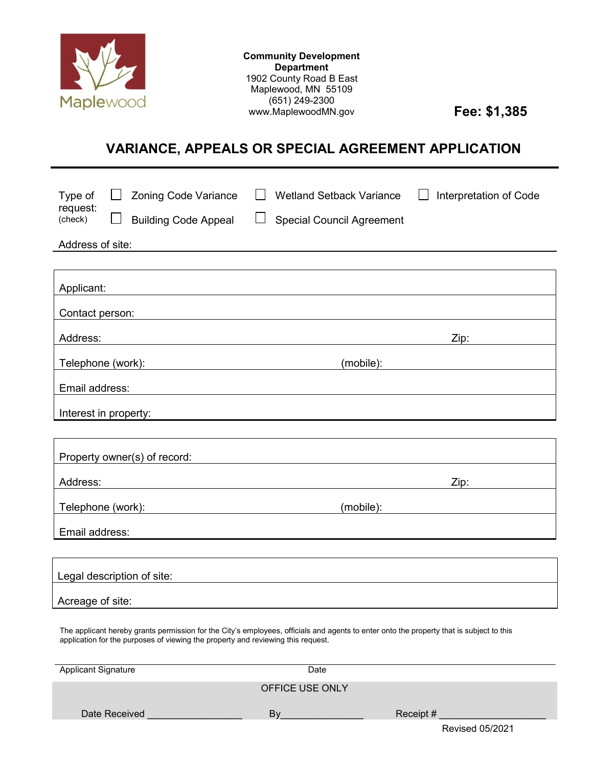Maplewood

**Community Development Department**
1902 County Road B East
Maplewood, MN 55109
(651) 249-2300
www.MaplewoodMN.gov

**Fee: $1,385**

# VARIANCE, APPEALS OR SPECIAL AGREEMENT APPLICATION

Type of request: (check)

- ☐ Zoning Code Variance
- ☐ Wetland Setback Variance
- ☐ Interpretation of Code
- ☐ Building Code Appeal
- ☐ Special Council Agreement

Address of site:

| | |
|---|---|
| Applicant: | |
| Contact person: | |
| Address: | Zip: |
| Telephone (work): | (mobile): |
| Email address: | |
| Interest in property: | |

| | |
|---|---|
| Property owner(s) of record: | |
| Address: | Zip: |
| Telephone (work): | (mobile): |
| Email address: | |

| |
|---|
| Legal description of site: |
| Acreage of site: |

The applicant hereby grants permission for the City's employees, officials and agents to enter onto the property that is subject to this application for the purposes of viewing the property and reviewing this request.

Applicant Signature　　　　　　　　　　Date

OFFICE USE ONLY

Date Received ________________ By______________ Receipt # __________________

Revised 05/2021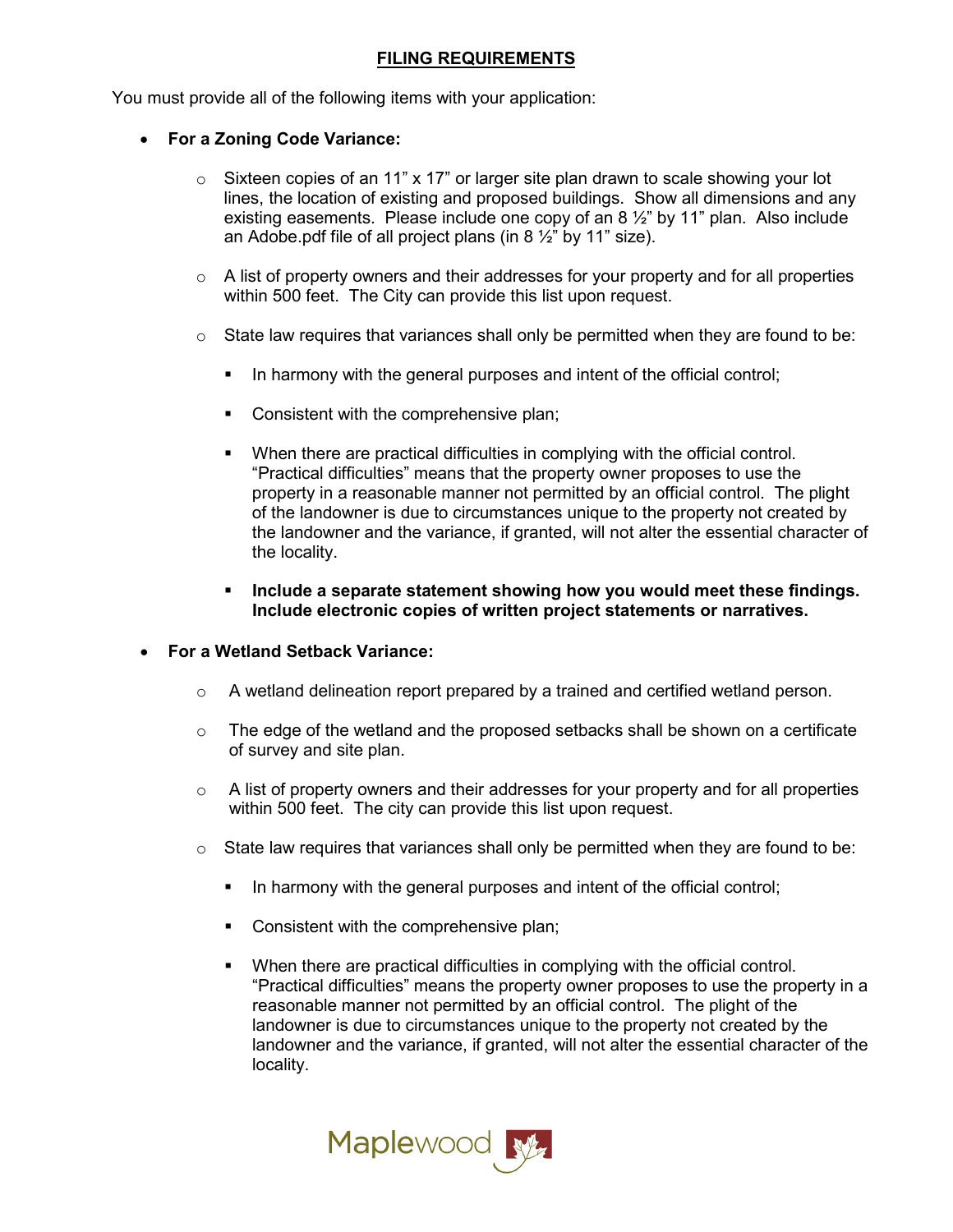## FILING REQUIREMENTS

You must provide all of the following items with your application:

- **For a Zoning Code Variance:**
  - Sixteen copies of an 11" x 17" or larger site plan drawn to scale showing your lot lines, the location of existing and proposed buildings. Show all dimensions and any existing easements. Please include one copy of an 8 ½" by 11" plan. Also include an Adobe.pdf file of all project plans (in 8 ½" by 11" size).
  - A list of property owners and their addresses for your property and for all properties within 500 feet. The City can provide this list upon request.
  - State law requires that variances shall only be permitted when they are found to be:
    - In harmony with the general purposes and intent of the official control;
    - Consistent with the comprehensive plan;
    - When there are practical difficulties in complying with the official control. "Practical difficulties" means that the property owner proposes to use the property in a reasonable manner not permitted by an official control. The plight of the landowner is due to circumstances unique to the property not created by the landowner and the variance, if granted, will not alter the essential character of the locality.
    - **Include a separate statement showing how you would meet these findings. Include electronic copies of written project statements or narratives.**

- **For a Wetland Setback Variance:**
  - A wetland delineation report prepared by a trained and certified wetland person.
  - The edge of the wetland and the proposed setbacks shall be shown on a certificate of survey and site plan.
  - A list of property owners and their addresses for your property and for all properties within 500 feet. The city can provide this list upon request.
  - State law requires that variances shall only be permitted when they are found to be:
    - In harmony with the general purposes and intent of the official control;
    - Consistent with the comprehensive plan;
    - When there are practical difficulties in complying with the official control. "Practical difficulties" means the property owner proposes to use the property in a reasonable manner not permitted by an official control. The plight of the landowner is due to circumstances unique to the property not created by the landowner and the variance, if granted, will not alter the essential character of the locality.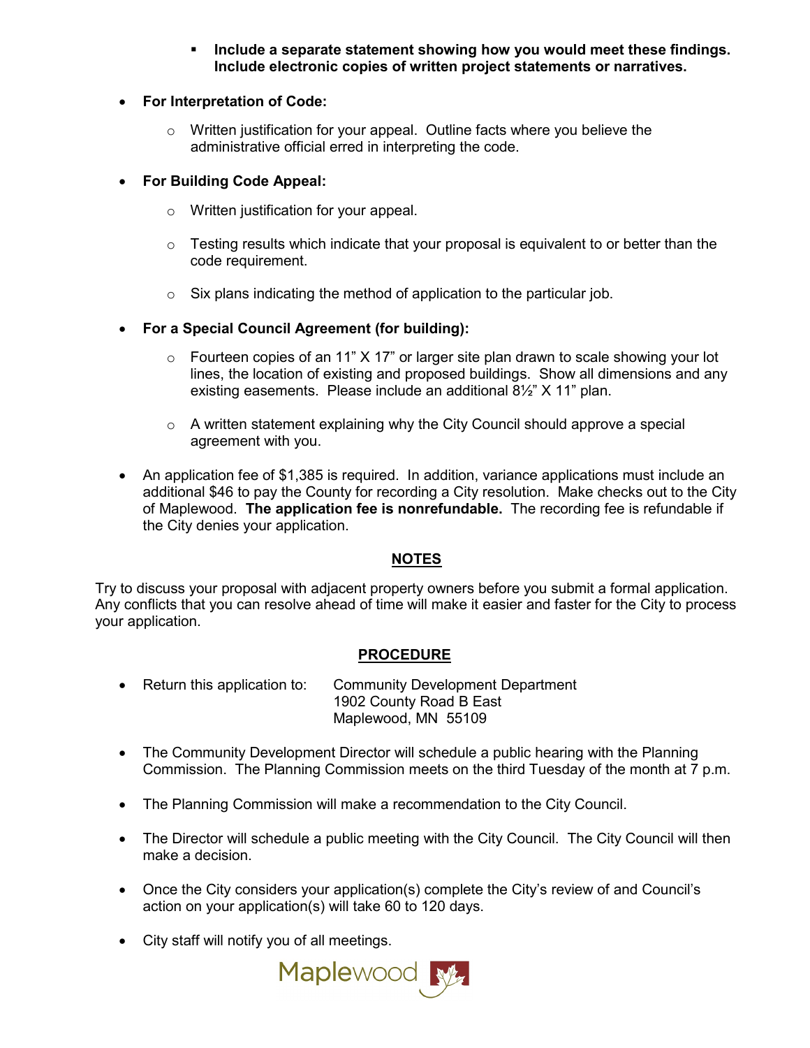- **Include a separate statement showing how you would meet these findings. Include electronic copies of written project statements or narratives.**

- **For Interpretation of Code:**
  - Written justification for your appeal. Outline facts where you believe the administrative official erred in interpreting the code.

- **For Building Code Appeal:**
  - Written justification for your appeal.
  - Testing results which indicate that your proposal is equivalent to or better than the code requirement.
  - Six plans indicating the method of application to the particular job.

- **For a Special Council Agreement (for building):**
  - Fourteen copies of an 11" X 17" or larger site plan drawn to scale showing your lot lines, the location of existing and proposed buildings. Show all dimensions and any existing easements. Please include an additional 8½" X 11" plan.
  - A written statement explaining why the City Council should approve a special agreement with you.

- An application fee of $1,385 is required. In addition, variance applications must include an additional $46 to pay the County for recording a City resolution. Make checks out to the City of Maplewood. **The application fee is nonrefundable.** The recording fee is refundable if the City denies your application.

## NOTES

Try to discuss your proposal with adjacent property owners before you submit a formal application. Any conflicts that you can resolve ahead of time will make it easier and faster for the City to process your application.

## PROCEDURE

- Return this application to: Community Development Department
  1902 County Road B East
  Maplewood, MN 55109

- The Community Development Director will schedule a public hearing with the Planning Commission. The Planning Commission meets on the third Tuesday of the month at 7 p.m.

- The Planning Commission will make a recommendation to the City Council.

- The Director will schedule a public meeting with the City Council. The City Council will then make a decision.

- Once the City considers your application(s) complete the City's review of and Council's action on your application(s) will take 60 to 120 days.

- City staff will notify you of all meetings.

Maplewood